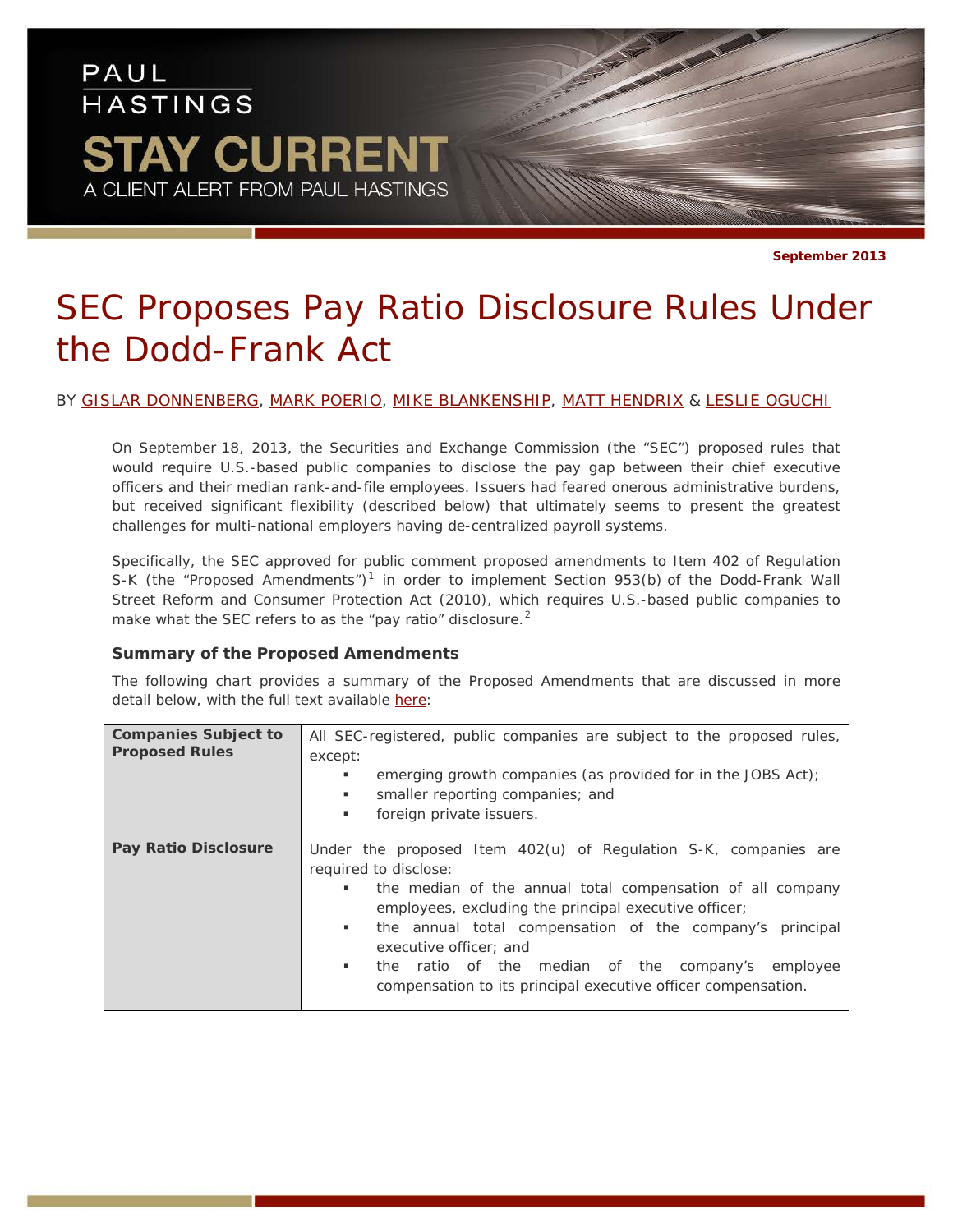PAUL HASTINGS

STAY CURRENT

A CLIENT ALERT FROM PAUL HASTINGS

**September 2013**

# SEC Proposes Pay Ratio Disclosure Rules Under the Dodd-Frank Act

BY GISLAR DONNENBERG, MARK POERIO, MIKE BLANKENSHIP, MATT HENDRIX & LESLIE OGUCHI

On September 18, 2013, the Securities and Exchange Commission (the "SEC") proposed rules that would require U.S.-based public companies to disclose the pay gap between their chief executive officers and their median rank-and-file employees. Issuers had feared onerous administrative burdens, but received significant flexibility (described below) that ultimately seems to present the greatest challenges for multi-national employers having de-centralized payroll systems.

Specifically, the SEC approved for public comment proposed amendments to Item 402 of Regulation S-K (the "Proposed Amendments")[1] in order to implement Section 953(b) of the Dodd-Frank Wall Street Reform and Consumer Protection Act (2010), which requires U.S.-based public companies to make what the SEC refers to as the "pay ratio" disclosure.[2]

### Summary of the Proposed Amendments

The following chart provides a summary of the Proposed Amendments that are discussed in more detail below, with the full text available here:

| | |
|---|---|
| **Companies Subject to Proposed Rules** | All SEC-registered, public companies are subject to the proposed rules, except:<br>▪ emerging growth companies (as provided for in the JOBS Act);<br>▪ smaller reporting companies; and<br>▪ foreign private issuers. |
| **Pay Ratio Disclosure** | Under the proposed Item 402(u) of Regulation S-K, companies are required to disclose:<br>▪ the median of the annual total compensation of all company employees, excluding the principal executive officer;<br>▪ the annual total compensation of the company's principal executive officer; and<br>▪ the ratio of the median of the company's employee compensation to its principal executive officer compensation. |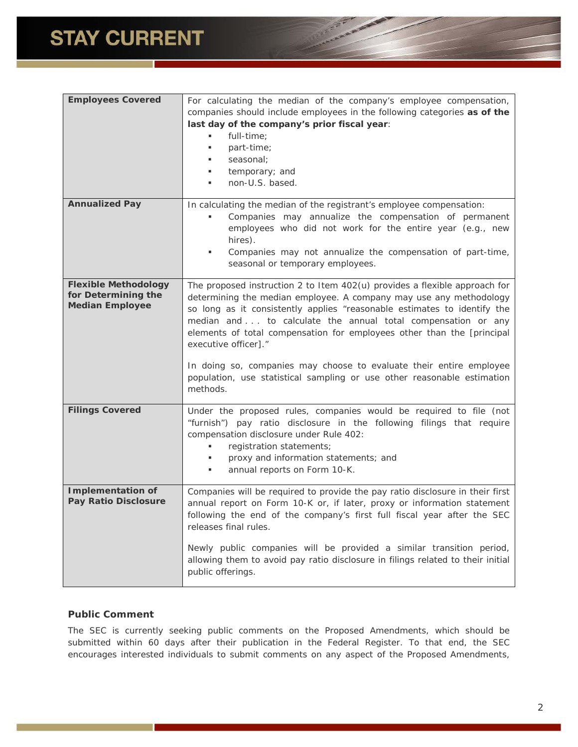| | |
|---|---|
| **Employees Covered** | For calculating the median of the company's employee compensation, companies should include employees in the following categories **as of the last day of the company's prior fiscal year**:<br>▪ full-time;<br>▪ part-time;<br>▪ seasonal;<br>▪ temporary; and<br>▪ non-U.S. based. |
| **Annualized Pay** | In calculating the median of the registrant's employee compensation:<br>▪ Companies may annualize the compensation of permanent employees who did not work for the entire year (e.g., new hires).<br>▪ Companies may not annualize the compensation of part-time, seasonal or temporary employees. |
| **Flexible Methodology for Determining the Median Employee** | The proposed instruction 2 to Item 402(u) provides a flexible approach for determining the median employee. A company may use any methodology so long as it consistently applies "reasonable estimates to identify the median and . . . to calculate the annual total compensation or any elements of total compensation for employees other than the [principal executive officer]."<br><br>In doing so, companies may choose to evaluate their entire employee population, use statistical sampling or use other reasonable estimation methods. |
| **Filings Covered** | Under the proposed rules, companies would be required to file (not "furnish") pay ratio disclosure in the following filings that require compensation disclosure under Rule 402:<br>▪ registration statements;<br>▪ proxy and information statements; and<br>▪ annual reports on Form 10-K. |
| **Implementation of Pay Ratio Disclosure** | Companies will be required to provide the pay ratio disclosure in their first annual report on Form 10-K or, if later, proxy or information statement following the end of the company's first full fiscal year after the SEC releases final rules.<br><br>Newly public companies will be provided a similar transition period, allowing them to avoid pay ratio disclosure in filings related to their initial public offerings. |

### Public Comment

The SEC is currently seeking public comments on the Proposed Amendments, which should be submitted within 60 days after their publication in the Federal Register. To that end, the SEC encourages interested individuals to submit comments on any aspect of the Proposed Amendments,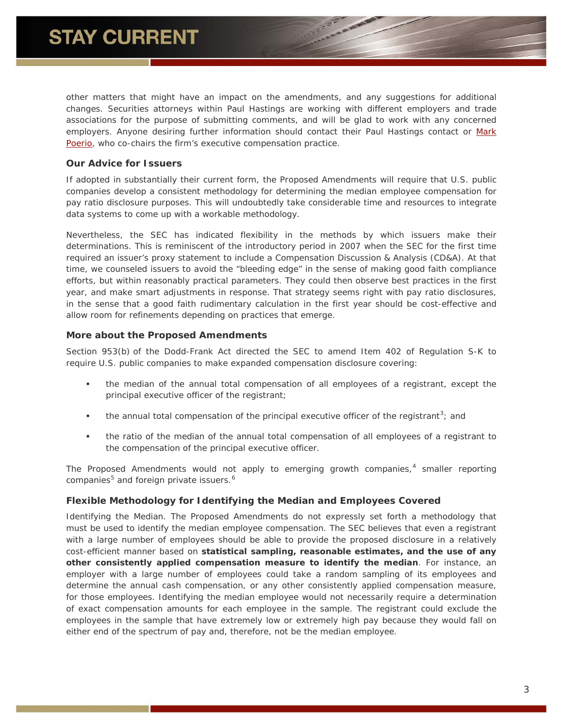other matters that might have an impact on the amendments, and any suggestions for additional changes. Securities attorneys within Paul Hastings are working with different employers and trade associations for the purpose of submitting comments, and will be glad to work with any concerned employers. Anyone desiring further information should contact their Paul Hastings contact or Mark Poerio, who co-chairs the firm's executive compensation practice.

### Our Advice for Issuers

If adopted in substantially their current form, the Proposed Amendments will require that U.S. public companies develop a consistent methodology for determining the median employee compensation for pay ratio disclosure purposes. This will undoubtedly take considerable time and resources to integrate data systems to come up with a workable methodology.

Nevertheless, the SEC has indicated flexibility in the methods by which issuers make their determinations. This is reminiscent of the introductory period in 2007 when the SEC for the first time required an issuer's proxy statement to include a Compensation Discussion & Analysis (CD&A). At that time, we counseled issuers to avoid the "bleeding edge" in the sense of making good faith compliance efforts, but within reasonably practical parameters. They could then observe best practices in the first year, and make smart adjustments in response. That strategy seems right with pay ratio disclosures, in the sense that a good faith rudimentary calculation in the first year should be cost-effective and allow room for refinements depending on practices that emerge.

### More about the Proposed Amendments

Section 953(b) of the Dodd-Frank Act directed the SEC to amend Item 402 of Regulation S-K to require U.S. public companies to make expanded compensation disclosure covering:

- the median of the annual total compensation of all employees of a registrant, except the principal executive officer of the registrant;
- the annual total compensation of the principal executive officer of the registrant[3]; and
- the ratio of the median of the annual total compensation of all employees of a registrant to the compensation of the principal executive officer.

The Proposed Amendments would not apply to emerging growth companies,[4] smaller reporting companies[5] and foreign private issuers.[6]

### Flexible Methodology for Identifying the Median and Employees Covered

Identifying the Median. The Proposed Amendments do not expressly set forth a methodology that must be used to identify the median employee compensation. The SEC believes that even a registrant with a large number of employees should be able to provide the proposed disclosure in a relatively cost-efficient manner based on **statistical sampling, reasonable estimates, and the use of any other consistently applied compensation measure to identify the median**. For instance, an employer with a large number of employees could take a random sampling of its employees and determine the annual cash compensation, or any other consistently applied compensation measure, for those employees. Identifying the median employee would not necessarily require a determination of exact compensation amounts for each employee in the sample. The registrant could exclude the employees in the sample that have extremely low or extremely high pay because they would fall on either end of the spectrum of pay and, therefore, not be the median employee.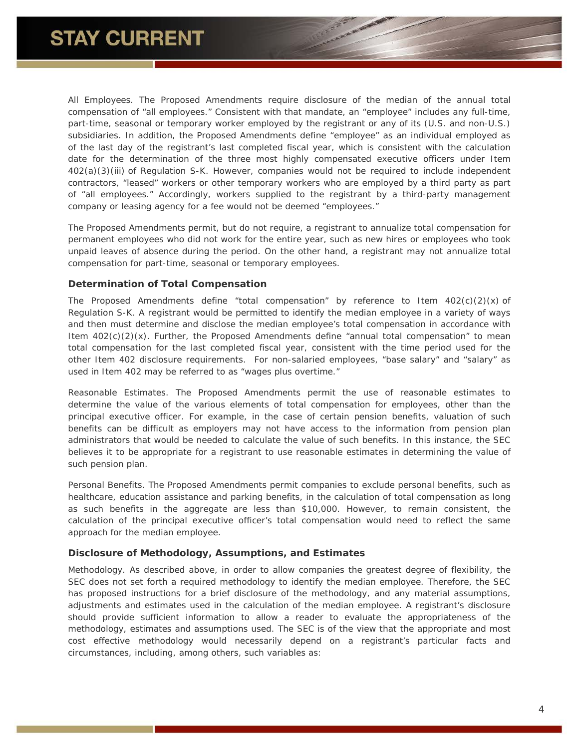All Employees. The Proposed Amendments require disclosure of the median of the annual total compensation of "all employees." Consistent with that mandate, an "employee" includes any full-time, part-time, seasonal or temporary worker employed by the registrant or any of its (U.S. and non-U.S.) subsidiaries. In addition, the Proposed Amendments define "employee" as an individual employed as of the last day of the registrant's last completed fiscal year, which is consistent with the calculation date for the determination of the three most highly compensated executive officers under Item 402(a)(3)(iii) of Regulation S-K. However, companies would not be required to include independent contractors, "leased" workers or other temporary workers who are employed by a third party as part of "all employees." Accordingly, workers supplied to the registrant by a third-party management company or leasing agency for a fee would not be deemed "employees."

The Proposed Amendments permit, but do not require, a registrant to annualize total compensation for permanent employees who did not work for the entire year, such as new hires or employees who took unpaid leaves of absence during the period. On the other hand, a registrant may not annualize total compensation for part-time, seasonal or temporary employees.

### Determination of Total Compensation

The Proposed Amendments define "total compensation" by reference to Item 402(c)(2)(x) of Regulation S-K. A registrant would be permitted to identify the median employee in a variety of ways and then must determine and disclose the median employee's total compensation in accordance with Item 402(c)(2)(x). Further, the Proposed Amendments define "annual total compensation" to mean total compensation for the last completed fiscal year, consistent with the time period used for the other Item 402 disclosure requirements. For non-salaried employees, "base salary" and "salary" as used in Item 402 may be referred to as "wages plus overtime."

Reasonable Estimates. The Proposed Amendments permit the use of reasonable estimates to determine the value of the various elements of total compensation for employees, other than the principal executive officer. For example, in the case of certain pension benefits, valuation of such benefits can be difficult as employers may not have access to the information from pension plan administrators that would be needed to calculate the value of such benefits. In this instance, the SEC believes it to be appropriate for a registrant to use reasonable estimates in determining the value of such pension plan.

Personal Benefits. The Proposed Amendments permit companies to exclude personal benefits, such as healthcare, education assistance and parking benefits, in the calculation of total compensation as long as such benefits in the aggregate are less than $10,000. However, to remain consistent, the calculation of the principal executive officer's total compensation would need to reflect the same approach for the median employee.

### Disclosure of Methodology, Assumptions, and Estimates

Methodology. As described above, in order to allow companies the greatest degree of flexibility, the SEC does not set forth a required methodology to identify the median employee. Therefore, the SEC has proposed instructions for a brief disclosure of the methodology, and any material assumptions, adjustments and estimates used in the calculation of the median employee. A registrant's disclosure should provide sufficient information to allow a reader to evaluate the appropriateness of the methodology, estimates and assumptions used. The SEC is of the view that the appropriate and most cost effective methodology would necessarily depend on a registrant's particular facts and circumstances, including, among others, such variables as: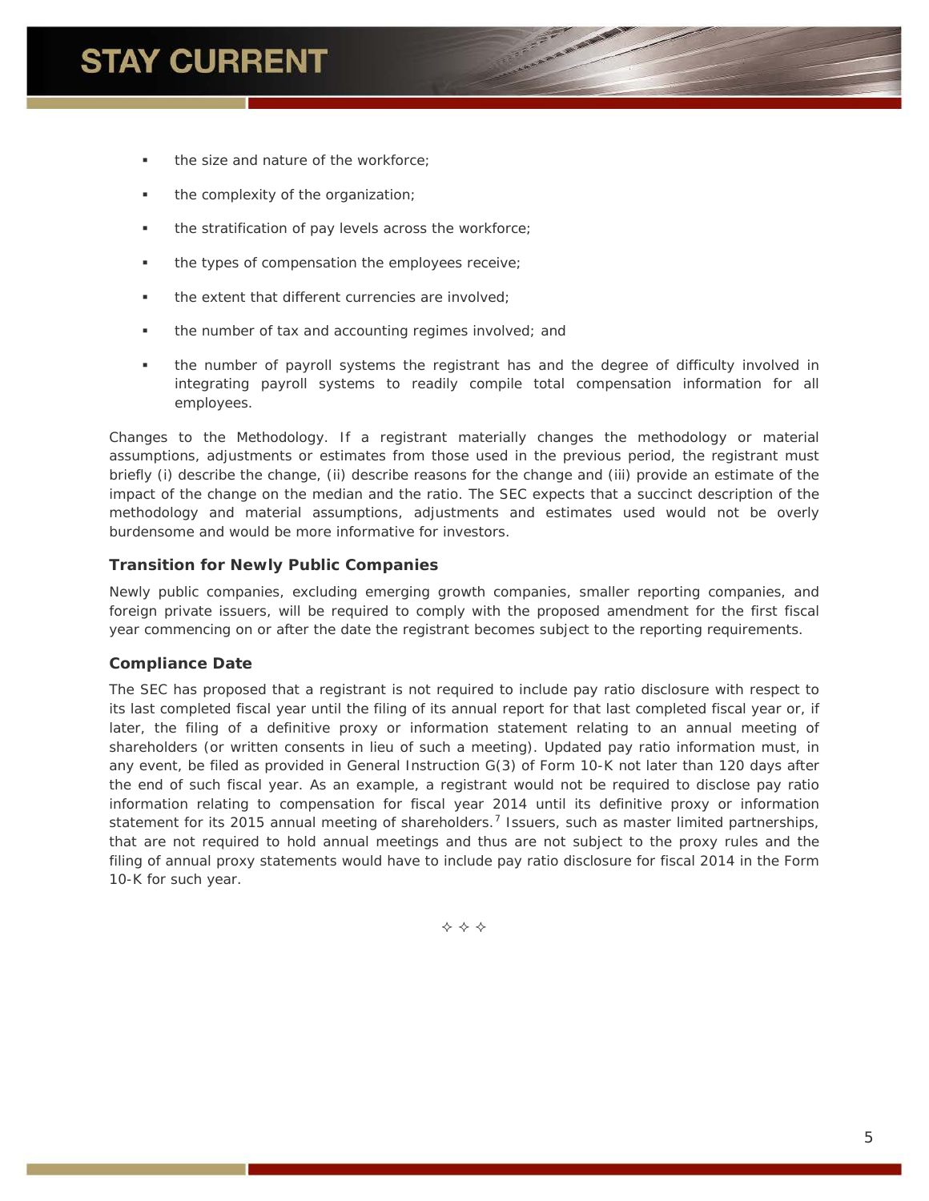- the size and nature of the workforce;
- the complexity of the organization;
- the stratification of pay levels across the workforce;
- the types of compensation the employees receive;
- the extent that different currencies are involved;
- the number of tax and accounting regimes involved; and
- the number of payroll systems the registrant has and the degree of difficulty involved in integrating payroll systems to readily compile total compensation information for all employees.

Changes to the Methodology. If a registrant materially changes the methodology or material assumptions, adjustments or estimates from those used in the previous period, the registrant must briefly (i) describe the change, (ii) describe reasons for the change and (iii) provide an estimate of the impact of the change on the median and the ratio. The SEC expects that a succinct description of the methodology and material assumptions, adjustments and estimates used would not be overly burdensome and would be more informative for investors.

### Transition for Newly Public Companies

Newly public companies, excluding emerging growth companies, smaller reporting companies, and foreign private issuers, will be required to comply with the proposed amendment for the first fiscal year commencing on or after the date the registrant becomes subject to the reporting requirements.

### Compliance Date

The SEC has proposed that a registrant is not required to include pay ratio disclosure with respect to its last completed fiscal year until the filing of its annual report for that last completed fiscal year or, if later, the filing of a definitive proxy or information statement relating to an annual meeting of shareholders (or written consents in lieu of such a meeting). Updated pay ratio information must, in any event, be filed as provided in General Instruction G(3) of Form 10-K not later than 120 days after the end of such fiscal year. As an example, a registrant would not be required to disclose pay ratio information relating to compensation for fiscal year 2014 until its definitive proxy or information statement for its 2015 annual meeting of shareholders.[7] Issuers, such as master limited partnerships, that are not required to hold annual meetings and thus are not subject to the proxy rules and the filing of annual proxy statements would have to include pay ratio disclosure for fiscal 2014 in the Form 10-K for such year.

✧ ✧ ✧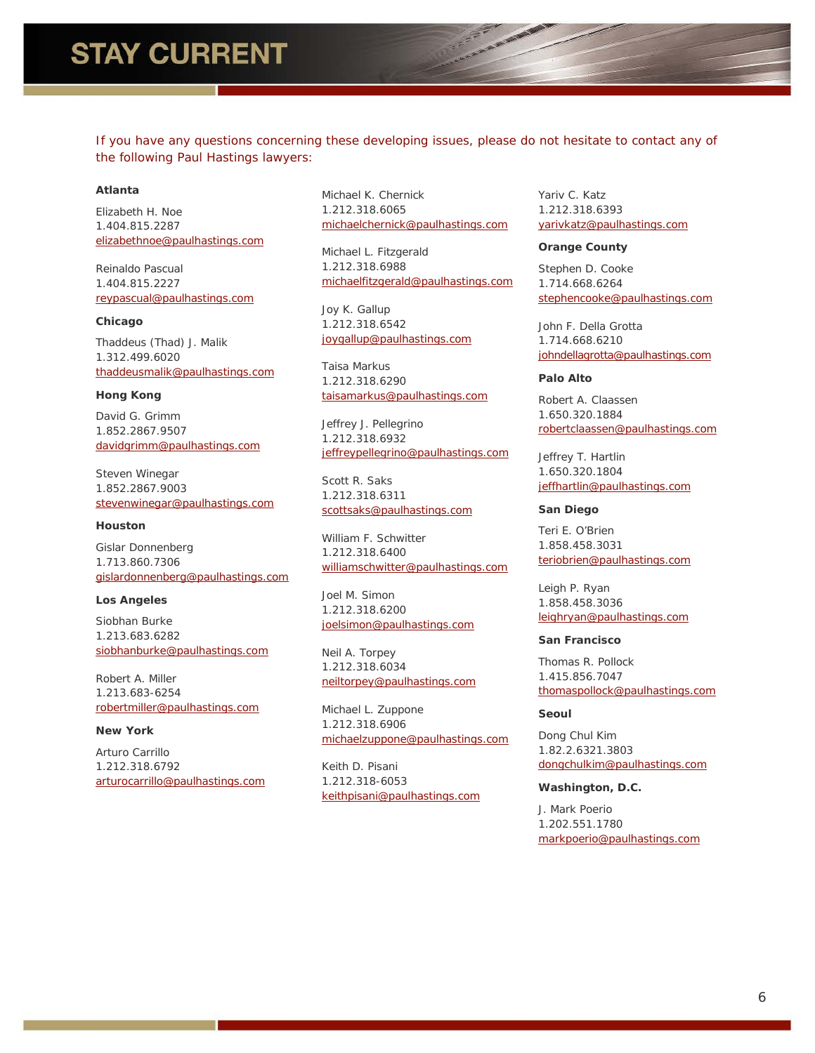If you have any questions concerning these developing issues, please do not hesitate to contact any of the following Paul Hastings lawyers:

**Atlanta**

Elizabeth H. Noe
1.404.815.2287
elizabethnoe@paulhastings.com

Reinaldo Pascual
1.404.815.2227
reypascual@paulhastings.com

**Chicago**

Thaddeus (Thad) J. Malik
1.312.499.6020
thaddeusmalik@paulhastings.com

**Hong Kong**

David G. Grimm
1.852.2867.9507
davidgrimm@paulhastings.com

Steven Winegar
1.852.2867.9003
stevenwinegar@paulhastings.com

**Houston**

Gislar Donnenberg
1.713.860.7306
gislardonnenberg@paulhastings.com

**Los Angeles**

Siobhan Burke
1.213.683.6282
siobhanburke@paulhastings.com

Robert A. Miller
1.213.683-6254
robertmiller@paulhastings.com

**New York**

Arturo Carrillo
1.212.318.6792
arturocarrillo@paulhastings.com

Michael K. Chernick
1.212.318.6065
michaelchernick@paulhastings.com

Michael L. Fitzgerald
1.212.318.6988
michaelfitzgerald@paulhastings.com

Joy K. Gallup
1.212.318.6542
joygallup@paulhastings.com

Taisa Markus
1.212.318.6290
taisamarkus@paulhastings.com

Jeffrey J. Pellegrino
1.212.318.6932
jeffreypellegrino@paulhastings.com

Scott R. Saks
1.212.318.6311
scottsaks@paulhastings.com

William F. Schwitter
1.212.318.6400
williamschwitter@paulhastings.com

Joel M. Simon
1.212.318.6200
joelsimon@paulhastings.com

Neil A. Torpey
1.212.318.6034
neiltorpey@paulhastings.com

Michael L. Zuppone
1.212.318.6906
michaelzuppone@paulhastings.com

Keith D. Pisani
1.212.318-6053
keithpisani@paulhastings.com

Yariv C. Katz
1.212.318.6393
yarivkatz@paulhastings.com

**Orange County**

Stephen D. Cooke
1.714.668.6264
stephencooke@paulhastings.com

John F. Della Grotta
1.714.668.6210
johndellagrotta@paulhastings.com

**Palo Alto**

Robert A. Claassen
1.650.320.1884
robertclaassen@paulhastings.com

Jeffrey T. Hartlin
1.650.320.1804
jeffhartlin@paulhastings.com

**San Diego**

Teri E. O'Brien
1.858.458.3031
teriobrien@paulhastings.com

Leigh P. Ryan
1.858.458.3036
leighryan@paulhastings.com

**San Francisco**

Thomas R. Pollock
1.415.856.7047
thomaspollock@paulhastings.com

**Seoul**

Dong Chul Kim
1.82.2.6321.3803
dongchulkim@paulhastings.com

**Washington, D.C.**

J. Mark Poerio
1.202.551.1780
markpoerio@paulhastings.com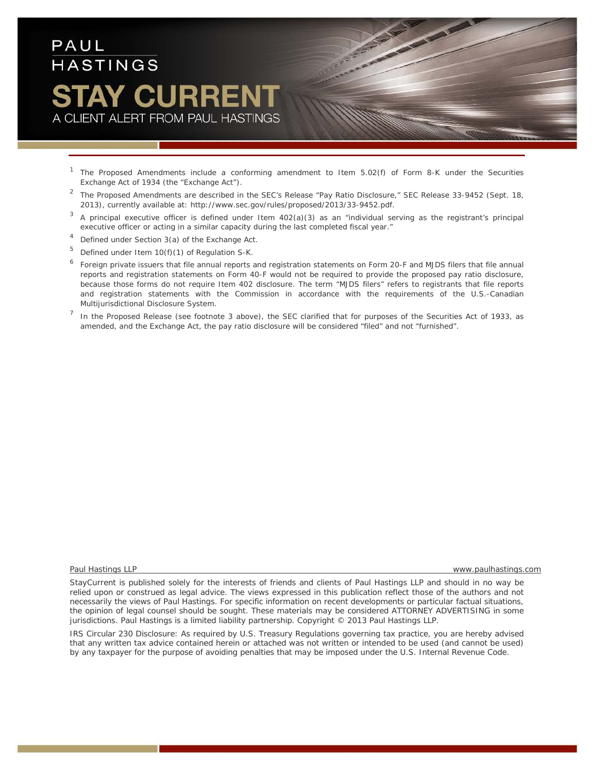[1] The Proposed Amendments include a conforming amendment to Item 5.02(f) of Form 8-K under the Securities Exchange Act of 1934 (the "Exchange Act").

[2] The Proposed Amendments are described in the SEC's Release "Pay Ratio Disclosure," SEC Release 33-9452 (Sept. 18, 2013), currently available at: http://www.sec.gov/rules/proposed/2013/33-9452.pdf.

[3] A principal executive officer is defined under Item 402(a)(3) as an "individual serving as the registrant's principal executive officer or acting in a similar capacity during the last completed fiscal year."

[4] Defined under Section 3(a) of the Exchange Act.

[5] Defined under Item 10(f)(1) of Regulation S-K.

[6] Foreign private issuers that file annual reports and registration statements on Form 20-F and MJDS filers that file annual reports and registration statements on Form 40-F would not be required to provide the proposed pay ratio disclosure, because those forms do not require Item 402 disclosure. The term "MJDS filers" refers to registrants that file reports and registration statements with the Commission in accordance with the requirements of the U.S.-Canadian Multijurisdictional Disclosure System.

[7] In the Proposed Release (see footnote 3 above), the SEC clarified that for purposes of the Securities Act of 1933, as amended, and the Exchange Act, the pay ratio disclosure will be considered "filed" and not "furnished".

Paul Hastings LLP www.paulhastings.com

StayCurrent is published solely for the interests of friends and clients of Paul Hastings LLP and should in no way be relied upon or construed as legal advice. The views expressed in this publication reflect those of the authors and not necessarily the views of Paul Hastings. For specific information on recent developments or particular factual situations, the opinion of legal counsel should be sought. These materials may be considered ATTORNEY ADVERTISING in some jurisdictions. Paul Hastings is a limited liability partnership. Copyright © 2013 Paul Hastings LLP.

IRS Circular 230 Disclosure: As required by U.S. Treasury Regulations governing tax practice, you are hereby advised that any written tax advice contained herein or attached was not written or intended to be used (and cannot be used) by any taxpayer for the purpose of avoiding penalties that may be imposed under the U.S. Internal Revenue Code.